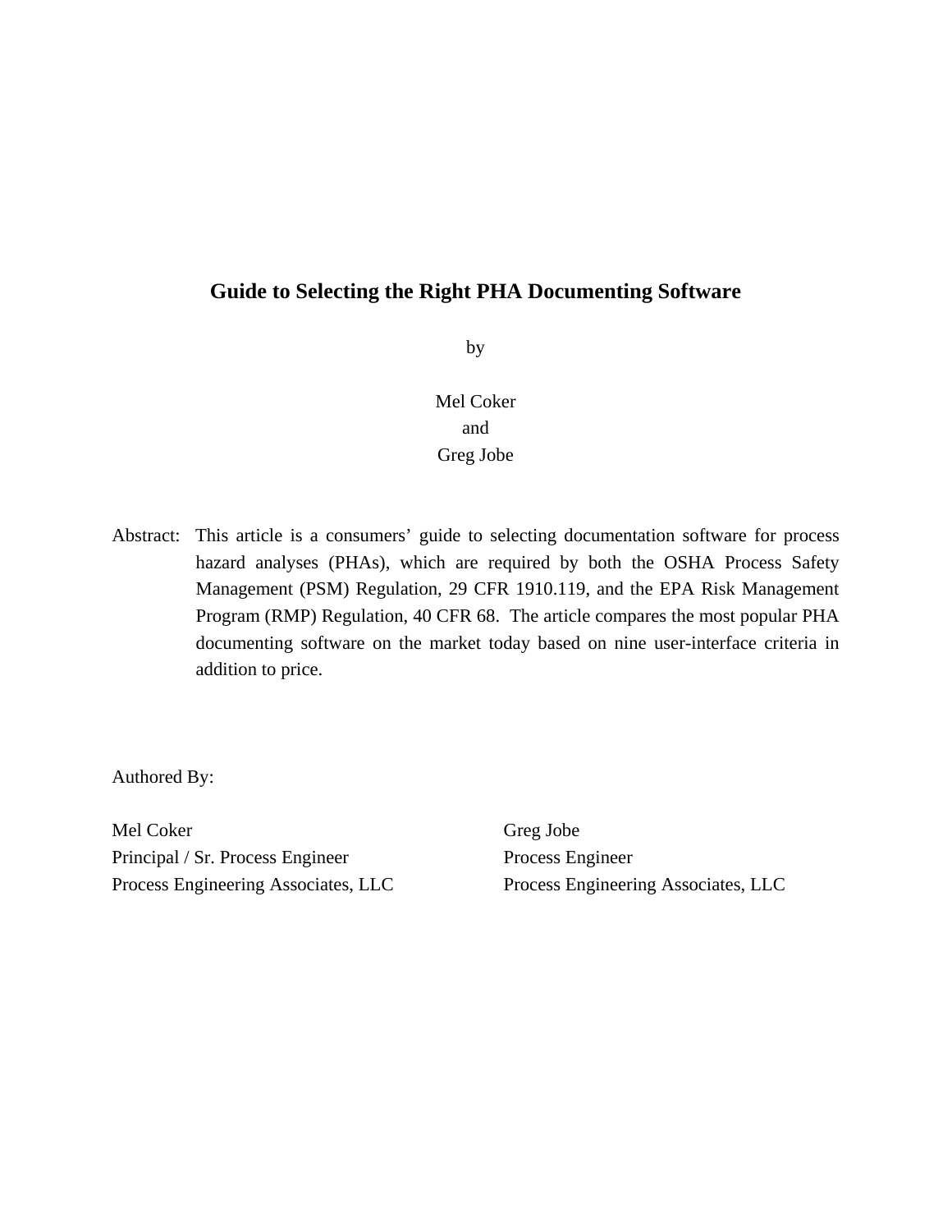# Guide to Selecting the Right PHA Documenting Software

by

Mel Coker
and
Greg Jobe

Abstract: This article is a consumers' guide to selecting documentation software for process hazard analyses (PHAs), which are required by both the OSHA Process Safety Management (PSM) Regulation, 29 CFR 1910.119, and the EPA Risk Management Program (RMP) Regulation, 40 CFR 68. The article compares the most popular PHA documenting software on the market today based on nine user-interface criteria in addition to price.

Authored By:

Mel Coker
Principal / Sr. Process Engineer
Process Engineering Associates, LLC

Greg Jobe
Process Engineer
Process Engineering Associates, LLC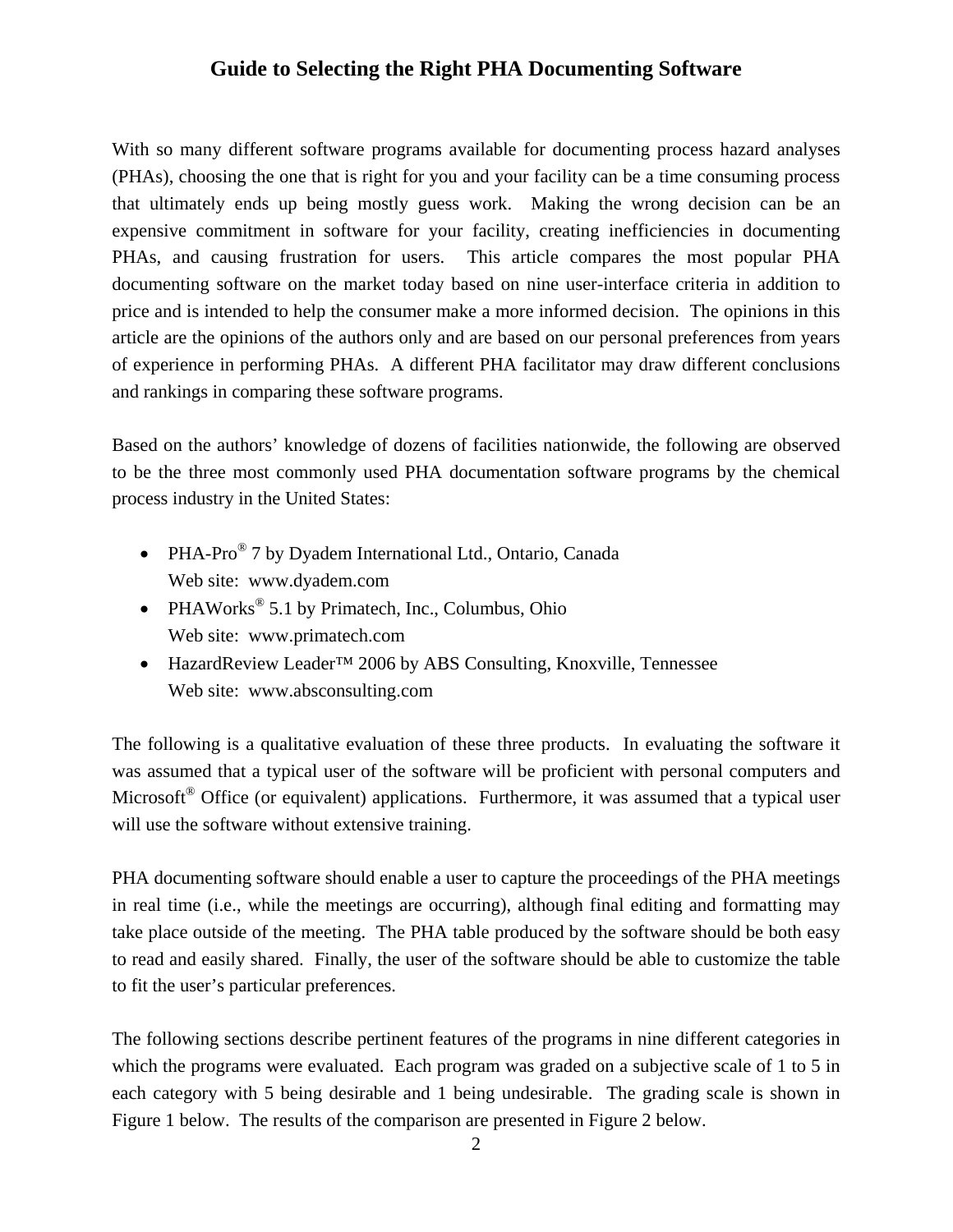# Guide to Selecting the Right PHA Documenting Software

With so many different software programs available for documenting process hazard analyses (PHAs), choosing the one that is right for you and your facility can be a time consuming process that ultimately ends up being mostly guess work. Making the wrong decision can be an expensive commitment in software for your facility, creating inefficiencies in documenting PHAs, and causing frustration for users. This article compares the most popular PHA documenting software on the market today based on nine user-interface criteria in addition to price and is intended to help the consumer make a more informed decision. The opinions in this article are the opinions of the authors only and are based on our personal preferences from years of experience in performing PHAs. A different PHA facilitator may draw different conclusions and rankings in comparing these software programs.

Based on the authors' knowledge of dozens of facilities nationwide, the following are observed to be the three most commonly used PHA documentation software programs by the chemical process industry in the United States:

- PHA-Pro® 7 by Dyadem International Ltd., Ontario, Canada
  Web site: www.dyadem.com
- PHAWorks® 5.1 by Primatech, Inc., Columbus, Ohio
  Web site: www.primatech.com
- HazardReview Leader™ 2006 by ABS Consulting, Knoxville, Tennessee
  Web site: www.absconsulting.com

The following is a qualitative evaluation of these three products. In evaluating the software it was assumed that a typical user of the software will be proficient with personal computers and Microsoft® Office (or equivalent) applications. Furthermore, it was assumed that a typical user will use the software without extensive training.

PHA documenting software should enable a user to capture the proceedings of the PHA meetings in real time (i.e., while the meetings are occurring), although final editing and formatting may take place outside of the meeting. The PHA table produced by the software should be both easy to read and easily shared. Finally, the user of the software should be able to customize the table to fit the user's particular preferences.

The following sections describe pertinent features of the programs in nine different categories in which the programs were evaluated. Each program was graded on a subjective scale of 1 to 5 in each category with 5 being desirable and 1 being undesirable. The grading scale is shown in Figure 1 below. The results of the comparison are presented in Figure 2 below.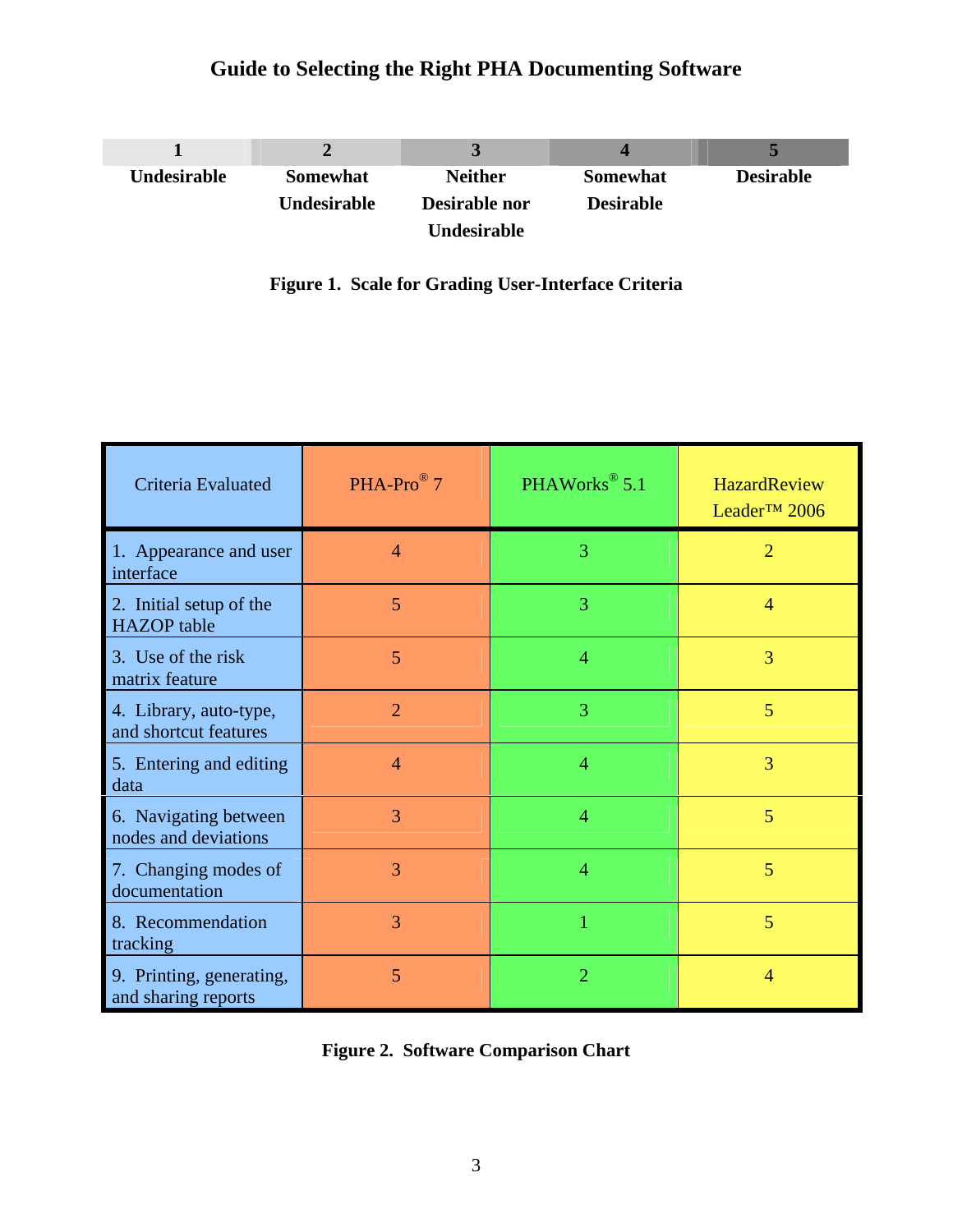# Guide to Selecting the Right PHA Documenting Software

| 1 | 2 | 3 | 4 | 5 |
|---|---|---|---|---|
| **Undesirable** | **Somewhat Undesirable** | **Neither Desirable nor Undesirable** | **Somewhat Desirable** | **Desirable** |

**Figure 1. Scale for Grading User-Interface Criteria**

| Criteria Evaluated | PHA-Pro® 7 | PHAWorks® 5.1 | HazardReview Leader™ 2006 |
|---|---|---|---|
| 1. Appearance and user interface | 4 | 3 | 2 |
| 2. Initial setup of the HAZOP table | 5 | 3 | 4 |
| 3. Use of the risk matrix feature | 5 | 4 | 3 |
| 4. Library, auto-type, and shortcut features | 2 | 3 | 5 |
| 5. Entering and editing data | 4 | 4 | 3 |
| 6. Navigating between nodes and deviations | 3 | 4 | 5 |
| 7. Changing modes of documentation | 3 | 4 | 5 |
| 8. Recommendation tracking | 3 | 1 | 5 |
| 9. Printing, generating, and sharing reports | 5 | 2 | 4 |

**Figure 2. Software Comparison Chart**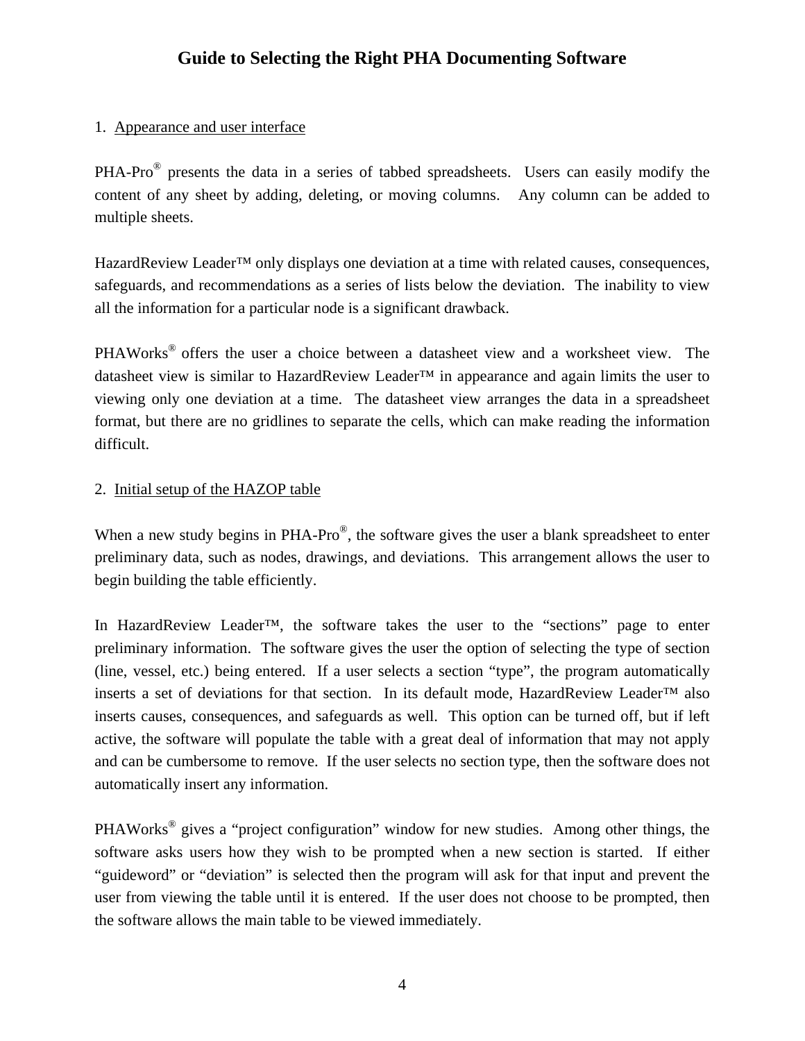# Guide to Selecting the Right PHA Documenting Software

1. Appearance and user interface

PHA-Pro® presents the data in a series of tabbed spreadsheets. Users can easily modify the content of any sheet by adding, deleting, or moving columns. Any column can be added to multiple sheets.

HazardReview Leader™ only displays one deviation at a time with related causes, consequences, safeguards, and recommendations as a series of lists below the deviation. The inability to view all the information for a particular node is a significant drawback.

PHAWorks® offers the user a choice between a datasheet view and a worksheet view. The datasheet view is similar to HazardReview Leader™ in appearance and again limits the user to viewing only one deviation at a time. The datasheet view arranges the data in a spreadsheet format, but there are no gridlines to separate the cells, which can make reading the information difficult.

2. Initial setup of the HAZOP table

When a new study begins in PHA-Pro®, the software gives the user a blank spreadsheet to enter preliminary data, such as nodes, drawings, and deviations. This arrangement allows the user to begin building the table efficiently.

In HazardReview Leader™, the software takes the user to the "sections" page to enter preliminary information. The software gives the user the option of selecting the type of section (line, vessel, etc.) being entered. If a user selects a section "type", the program automatically inserts a set of deviations for that section. In its default mode, HazardReview Leader™ also inserts causes, consequences, and safeguards as well. This option can be turned off, but if left active, the software will populate the table with a great deal of information that may not apply and can be cumbersome to remove. If the user selects no section type, then the software does not automatically insert any information.

PHAWorks® gives a "project configuration" window for new studies. Among other things, the software asks users how they wish to be prompted when a new section is started. If either "guideword" or "deviation" is selected then the program will ask for that input and prevent the user from viewing the table until it is entered. If the user does not choose to be prompted, then the software allows the main table to be viewed immediately.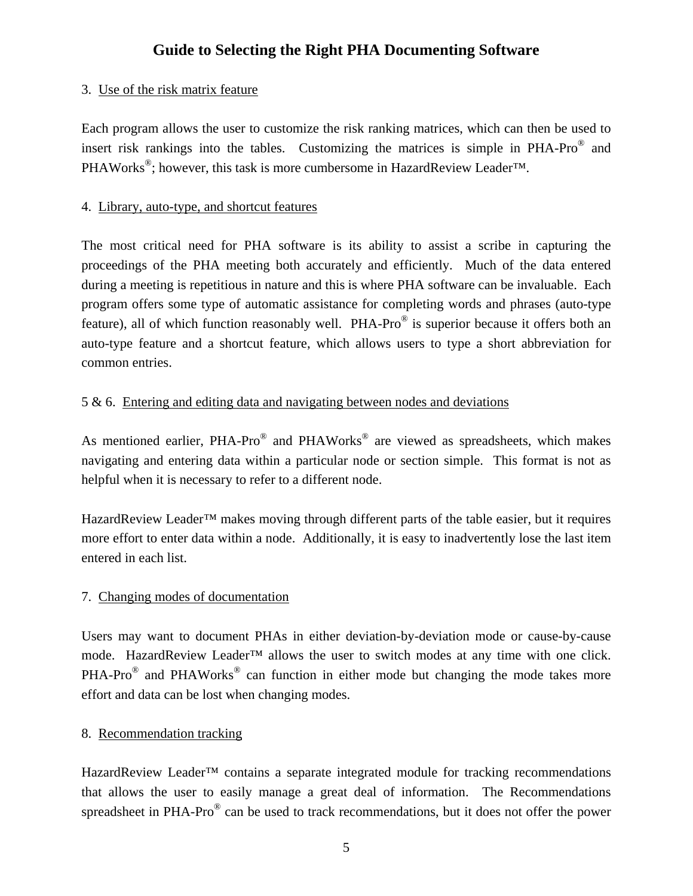3. Use of the risk matrix feature

Each program allows the user to customize the risk ranking matrices, which can then be used to insert risk rankings into the tables. Customizing the matrices is simple in PHA-Pro® and PHAWorks®; however, this task is more cumbersome in HazardReview Leader™.

4. Library, auto-type, and shortcut features

The most critical need for PHA software is its ability to assist a scribe in capturing the proceedings of the PHA meeting both accurately and efficiently. Much of the data entered during a meeting is repetitious in nature and this is where PHA software can be invaluable. Each program offers some type of automatic assistance for completing words and phrases (auto-type feature), all of which function reasonably well. PHA-Pro® is superior because it offers both an auto-type feature and a shortcut feature, which allows users to type a short abbreviation for common entries.

5 & 6. Entering and editing data and navigating between nodes and deviations

As mentioned earlier, PHA-Pro® and PHAWorks® are viewed as spreadsheets, which makes navigating and entering data within a particular node or section simple. This format is not as helpful when it is necessary to refer to a different node.

HazardReview Leader™ makes moving through different parts of the table easier, but it requires more effort to enter data within a node. Additionally, it is easy to inadvertently lose the last item entered in each list.

7. Changing modes of documentation

Users may want to document PHAs in either deviation-by-deviation mode or cause-by-cause mode. HazardReview Leader™ allows the user to switch modes at any time with one click. PHA-Pro® and PHAWorks® can function in either mode but changing the mode takes more effort and data can be lost when changing modes.

8. Recommendation tracking

HazardReview Leader™ contains a separate integrated module for tracking recommendations that allows the user to easily manage a great deal of information. The Recommendations spreadsheet in PHA-Pro® can be used to track recommendations, but it does not offer the power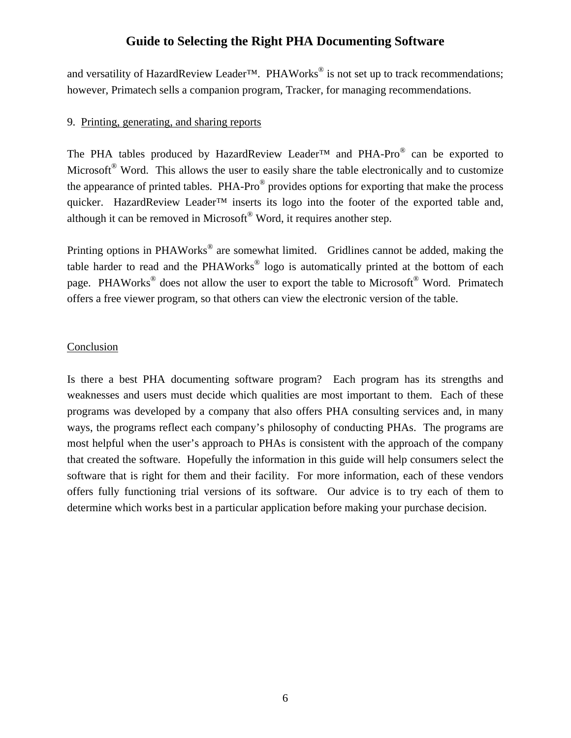and versatility of HazardReview Leader™. PHAWorks® is not set up to track recommendations; however, Primatech sells a companion program, Tracker, for managing recommendations.

9. Printing, generating, and sharing reports

The PHA tables produced by HazardReview Leader™ and PHA-Pro® can be exported to Microsoft® Word. This allows the user to easily share the table electronically and to customize the appearance of printed tables. PHA-Pro® provides options for exporting that make the process quicker. HazardReview Leader™ inserts its logo into the footer of the exported table and, although it can be removed in Microsoft® Word, it requires another step.

Printing options in PHAWorks® are somewhat limited. Gridlines cannot be added, making the table harder to read and the PHAWorks® logo is automatically printed at the bottom of each page. PHAWorks® does not allow the user to export the table to Microsoft® Word. Primatech offers a free viewer program, so that others can view the electronic version of the table.

## Conclusion

Is there a best PHA documenting software program? Each program has its strengths and weaknesses and users must decide which qualities are most important to them. Each of these programs was developed by a company that also offers PHA consulting services and, in many ways, the programs reflect each company's philosophy of conducting PHAs. The programs are most helpful when the user's approach to PHAs is consistent with the approach of the company that created the software. Hopefully the information in this guide will help consumers select the software that is right for them and their facility. For more information, each of these vendors offers fully functioning trial versions of its software. Our advice is to try each of them to determine which works best in a particular application before making your purchase decision.